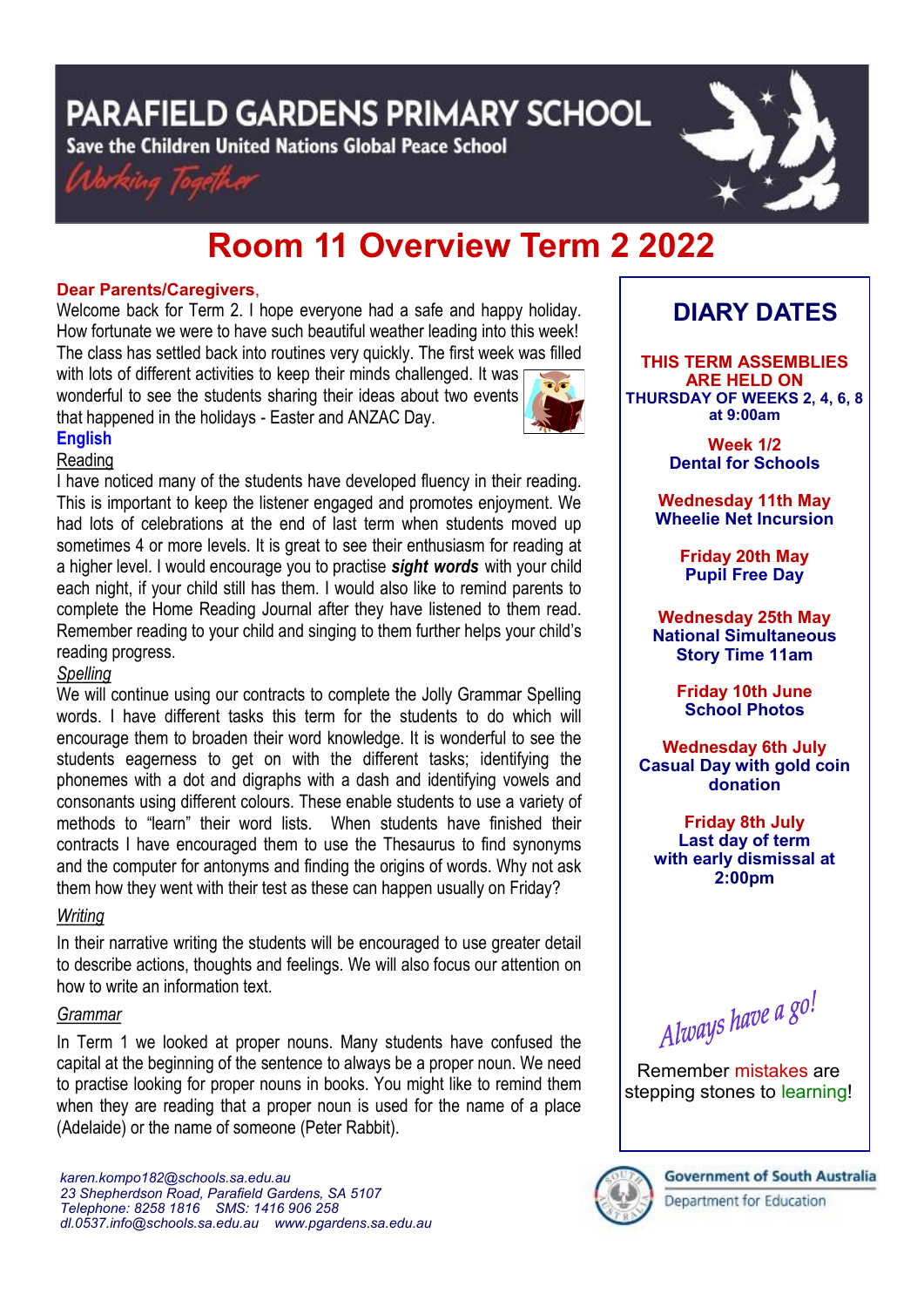# PARAFIELD GARDENS PRIMARY SCHOOL

Save the Children United Nations Global Peace School

*Working Together*

# Room 11 Overview Term 2 2022

**Dear Parents/Caregivers**,

Welcome back for Term 2. I hope everyone had a safe and happy holiday. How fortunate we were to have such beautiful weather leading into this week! The class has settled back into routines very quickly. The first week was filled with lots of different activities to keep their minds challenged. It was wonderful to see the students sharing their ideas about two events that happened in the holidays - Easter and ANZAC Day.

## English

### Reading

I have noticed many of the students have developed fluency in their reading. This is important to keep the listener engaged and promotes enjoyment. We had lots of celebrations at the end of last term when students moved up sometimes 4 or more levels. It is great to see their enthusiasm for reading at a higher level. I would encourage you to practise ***sight words*** with your child each night, if your child still has them. I would also like to remind parents to complete the Home Reading Journal after they have listened to them read. Remember reading to your child and singing to them further helps your child's reading progress.

### *Spelling*

We will continue using our contracts to complete the Jolly Grammar Spelling words. I have different tasks this term for the students to do which will encourage them to broaden their word knowledge. It is wonderful to see the students eagerness to get on with the different tasks; identifying the phonemes with a dot and digraphs with a dash and identifying vowels and consonants using different colours. These enable students to use a variety of methods to "learn" their word lists. When students have finished their contracts I have encouraged them to use the Thesaurus to find synonyms and the computer for antonyms and finding the origins of words. Why not ask them how they went with their test as these can happen usually on Friday?

### *Writing*

In their narrative writing the students will be encouraged to use greater detail to describe actions, thoughts and feelings. We will also focus our attention on how to write an information text.

### *Grammar*

In Term 1 we looked at proper nouns. Many students have confused the capital at the beginning of the sentence to always be a proper noun. We need to practise looking for proper nouns in books. You might like to remind them when they are reading that a proper noun is used for the name of a place (Adelaide) or the name of someone (Peter Rabbit).

## DIARY DATES

**THIS TERM ASSEMBLIES ARE HELD ON THURSDAY OF WEEKS 2, 4, 6, 8 at 9:00am**

**Week 1/2**
Dental for Schools

**Wednesday 11th May**
Wheelie Net Incursion

**Friday 20th May**
Pupil Free Day

**Wednesday 25th May**
National Simultaneous Story Time 11am

**Friday 10th June**
School Photos

**Wednesday 6th July**
Casual Day with gold coin donation

**Friday 8th July**
Last day of term with early dismissal at 2:00pm

*Always have a go!*

Remember mistakes are stepping stones to learning!

*karen.kompo182@schools.sa.edu.au*
*23 Shepherdson Road, Parafield Gardens, SA 5107*
*Telephone: 8258 1816   SMS: 1416 906 258*
*dl.0537.info@schools.sa.edu.au   www.pgardens.sa.edu.au*

Government of South Australia
Department for Education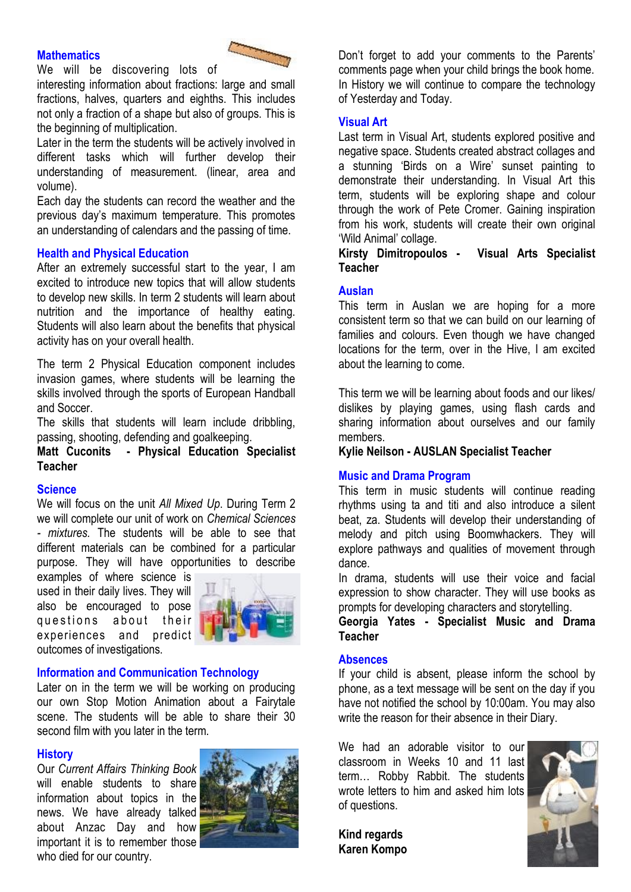## Mathematics

We will be discovering lots of interesting information about fractions: large and small fractions, halves, quarters and eighths. This includes not only a fraction of a shape but also of groups. This is the beginning of multiplication.

Later in the term the students will be actively involved in different tasks which will further develop their understanding of measurement. (linear, area and volume).

Each day the students can record the weather and the previous day's maximum temperature. This promotes an understanding of calendars and the passing of time.

## Health and Physical Education

After an extremely successful start to the year, I am excited to introduce new topics that will allow students to develop new skills. In term 2 students will learn about nutrition and the importance of healthy eating. Students will also learn about the benefits that physical activity has on your overall health.

The term 2 Physical Education component includes invasion games, where students will be learning the skills involved through the sports of European Handball and Soccer.

The skills that students will learn include dribbling, passing, shooting, defending and goalkeeping.

**Matt Cuconits - Physical Education Specialist Teacher**

## Science

We will focus on the unit *All Mixed Up.* During Term 2 we will complete our unit of work on *Chemical Sciences - mixtures.* The students will be able to see that different materials can be combined for a particular purpose. They will have opportunities to describe examples of where science is used in their daily lives. They will also be encouraged to pose questions about their experiences and predict outcomes of investigations.

## Information and Communication Technology

Later on in the term we will be working on producing our own Stop Motion Animation about a Fairytale scene. The students will be able to share their 30 second film with you later in the term.

## History

Our *Current Affairs Thinking Book* will enable students to share information about topics in the news. We have already talked about Anzac Day and how important it is to remember those who died for our country.

Don't forget to add your comments to the Parents' comments page when your child brings the book home. In History we will continue to compare the technology of Yesterday and Today.

## Visual Art

Last term in Visual Art, students explored positive and negative space. Students created abstract collages and a stunning 'Birds on a Wire' sunset painting to demonstrate their understanding. In Visual Art this term, students will be exploring shape and colour through the work of Pete Cromer. Gaining inspiration from his work, students will create their own original 'Wild Animal' collage.

**Kirsty Dimitropoulos - Visual Arts Specialist Teacher**

## Auslan

This term in Auslan we are hoping for a more consistent term so that we can build on our learning of families and colours. Even though we have changed locations for the term, over in the Hive, I am excited about the learning to come.

This term we will be learning about foods and our likes/ dislikes by playing games, using flash cards and sharing information about ourselves and our family members.

**Kylie Neilson - AUSLAN Specialist Teacher**

## Music and Drama Program

This term in music students will continue reading rhythms using ta and titi and also introduce a silent beat, za. Students will develop their understanding of melody and pitch using Boomwhackers. They will explore pathways and qualities of movement through dance.

In drama, students will use their voice and facial expression to show character. They will use books as prompts for developing characters and storytelling.

**Georgia Yates - Specialist Music and Drama Teacher**

## Absences

If your child is absent, please inform the school by phone, as a text message will be sent on the day if you have not notified the school by 10:00am. You may also write the reason for their absence in their Diary.

We had an adorable visitor to our classroom in Weeks 10 and 11 last term… Robby Rabbit. The students wrote letters to him and asked him lots of questions.

**Kind regards**
**Karen Kompo**